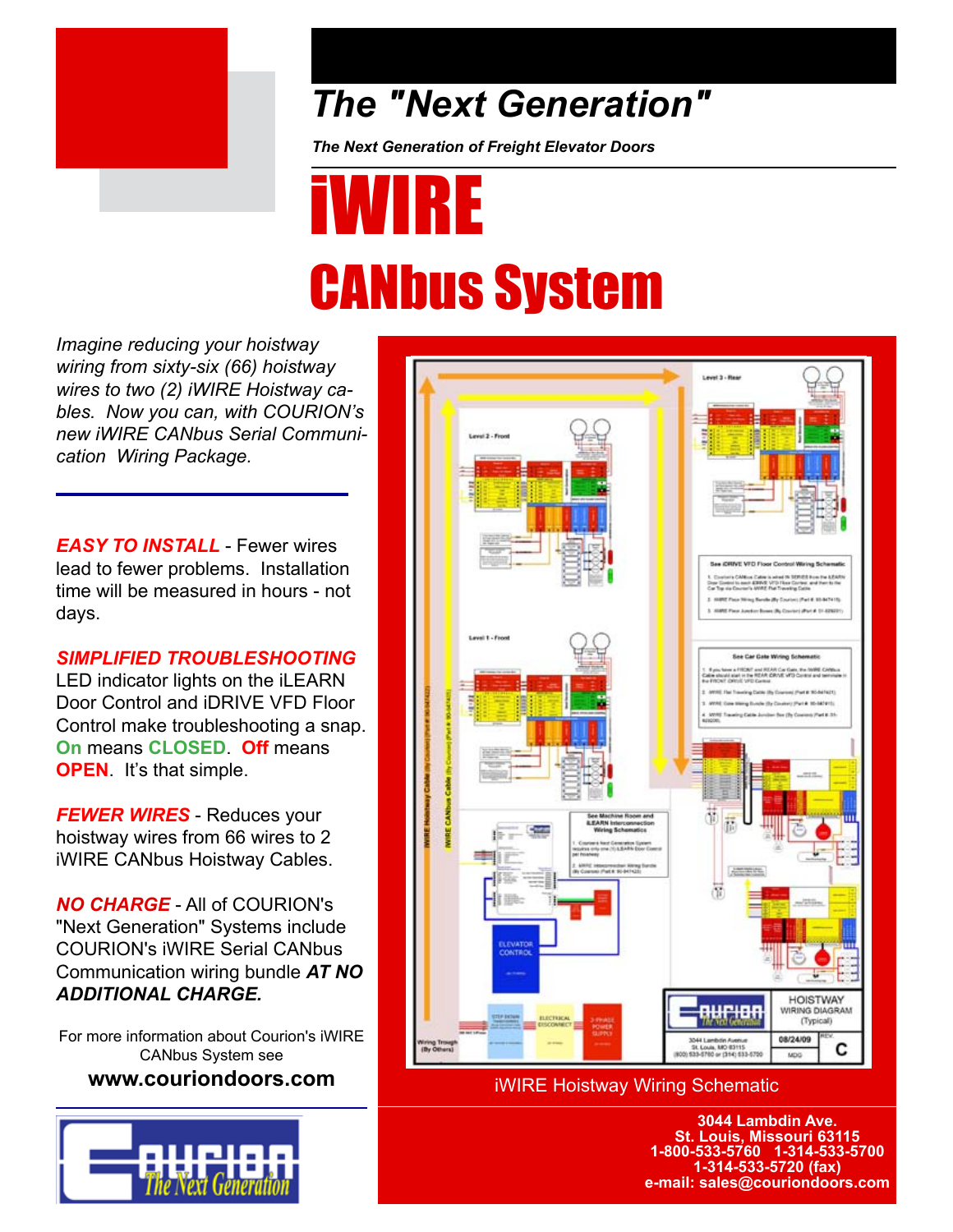# The "Next Generation"

***The Next Generation of Freight Elevator Doors***

# iWIRE

# CANbus System

*Imagine reducing your hoistway wiring from sixty-six (66) hoistway wires to two (2) iWIRE Hoistway cables. Now you can, with COURION's new iWIRE CANbus Serial Communication Wiring Package.*

***EASY TO INSTALL*** - Fewer wires lead to fewer problems. Installation time will be measured in hours - not days.

***SIMPLIFIED TROUBLESHOOTING***
LED indicator lights on the iLEARN Door Control and iDRIVE VFD Floor Control make troubleshooting a snap. **On** means **CLOSED**. **Off** means **OPEN**. It's that simple.

***FEWER WIRES*** - Reduces your hoistway wires from 66 wires to 2 iWIRE CANbus Hoistway Cables.

***NO CHARGE*** - All of COURION's "Next Generation" Systems include COURION's iWIRE Serial CANbus Communication wiring bundle ***AT NO ADDITIONAL CHARGE.***

For more information about Courion's iWIRE CANbus System see
**www.couriondoors.com**

iWIRE Hoistway Wiring Schematic

**3044 Lambdin Ave.**
**St. Louis, Missouri 63115**
**1-800-533-5760 1-314-533-5700**
**1-314-533-5720 (fax)**
**e-mail: sales@couriondoors.com**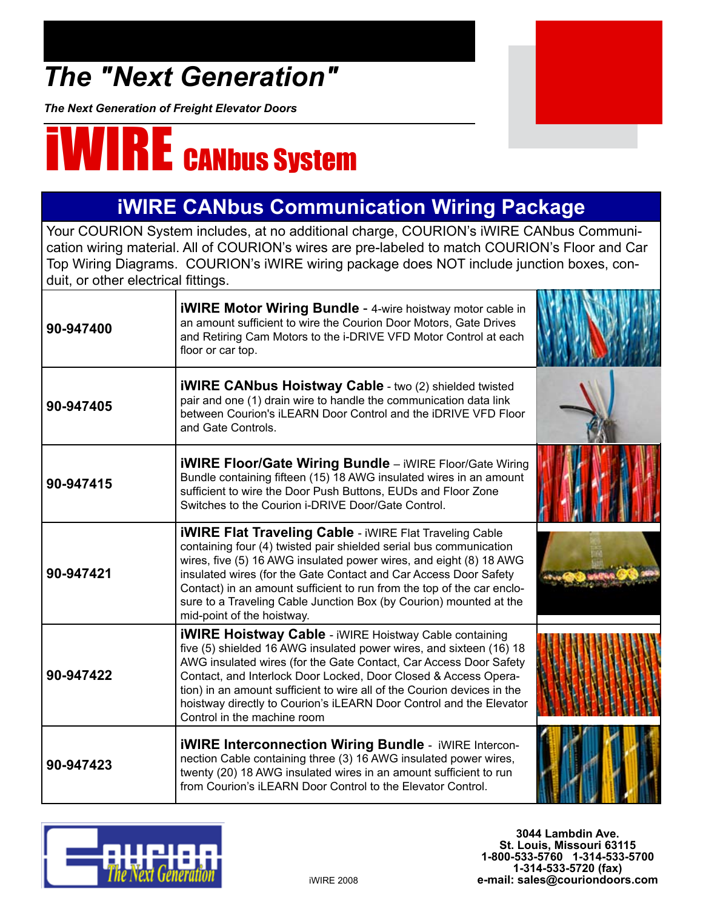# The "Next Generation"

***The Next Generation of Freight Elevator Doors***

# iWIRE CANbus System

## iWIRE CANbus Communication Wiring Package

Your COURION System includes, at no additional charge, COURION's iWIRE CANbus Communication wiring material. All of COURION's wires are pre-labeled to match COURION's Floor and Car Top Wiring Diagrams. COURION's iWIRE wiring package does NOT include junction boxes, conduit, or other electrical fittings.

| | |
|---|---|
| **90-947400** | **iWIRE Motor Wiring Bundle** - 4-wire hoistway motor cable in an amount sufficient to wire the Courion Door Motors, Gate Drives and Retiring Cam Motors to the i-DRIVE VFD Motor Control at each floor or car top. |
| **90-947405** | **iWIRE CANbus Hoistway Cable** - two (2) shielded twisted pair and one (1) drain wire to handle the communication data link between Courion's iLEARN Door Control and the iDRIVE VFD Floor and Gate Controls. |
| **90-947415** | **iWIRE Floor/Gate Wiring Bundle** – iWIRE Floor/Gate Wiring Bundle containing fifteen (15) 18 AWG insulated wires in an amount sufficient to wire the Door Push Buttons, EUDs and Floor Zone Switches to the Courion i-DRIVE Door/Gate Control. |
| **90-947421** | **iWIRE Flat Traveling Cable** - iWIRE Flat Traveling Cable containing four (4) twisted pair shielded serial bus communication wires, five (5) 16 AWG insulated power wires, and eight (8) 18 AWG insulated wires (for the Gate Contact and Car Access Door Safety Contact) in an amount sufficient to run from the top of the car enclosure to a Traveling Cable Junction Box (by Courion) mounted at the mid-point of the hoistway. |
| **90-947422** | **iWIRE Hoistway Cable** - iWIRE Hoistway Cable containing five (5) shielded 16 AWG insulated power wires, and sixteen (16) 18 AWG insulated wires (for the Gate Contact, Car Access Door Safety Contact, and Interlock Door Locked, Door Closed & Access Operation) in an amount sufficient to wire all of the Courion devices in the hoistway directly to Courion's iLEARN Door Control and the Elevator Control in the machine room |
| **90-947423** | **iWIRE Interconnection Wiring Bundle** - iWIRE Interconnection Cable containing three (3) 16 AWG insulated power wires, twenty (20) 18 AWG insulated wires in an amount sufficient to run from Courion's iLEARN Door Control to the Elevator Control. |

COURION The Next Generation

iWIRE 2008

**3044 Lambdin Ave.**
**St. Louis, Missouri 63115**
**1-800-533-5760 1-314-533-5700**
**1-314-533-5720 (fax)**
**e-mail: sales@couriondoors.com**